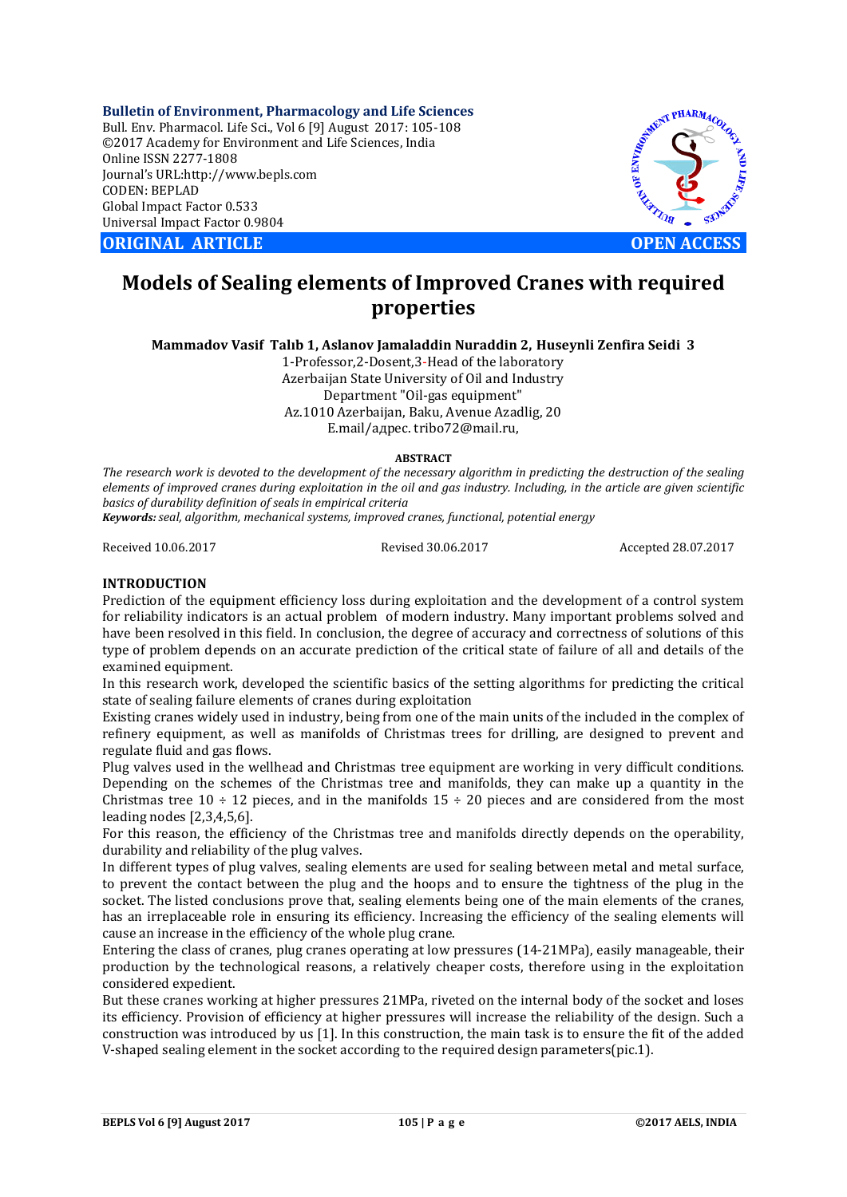**Bulletin of Environment, Pharmacology and Life Sciences**
Bull. Env. Pharmacol. Life Sci., Vol 6 [9] August 2017: 105-108
©2017 Academy for Environment and Life Sciences, India
Online ISSN 2277-1808
Journal's URL:http://www.bepls.com
CODEN: BEPLAD
Global Impact Factor 0.533
Universal Impact Factor 0.9804

**ORIGINAL ARTICLE** **OPEN ACCESS**

# Models of Sealing elements of Improved Cranes with required properties

**Mammadov Vasif Talıb 1, Aslanov Jamaladdin Nuraddin 2, Huseynli Zenfira Seidi 3**

1-Professor,2-Dosent,3-Head of the laboratory
Azerbaijan State University of Oil and Industry
Department "Oil-gas equipment"
Az.1010 Azerbaijan, Baku, Avenue Azadlig, 20
E.mail/адрес. tribo72@mail.ru,

**ABSTRACT**

*The research work is devoted to the development of the necessary algorithm in predicting the destruction of the sealing elements of improved cranes during exploitation in the oil and gas industry. Including, in the article are given scientific basics of durability definition of seals in empirical criteria*

***Keywords:** seal, algorithm, mechanical systems, improved cranes, functional, potential energy*

Received 10.06.2017 Revised 30.06.2017 Accepted 28.07.2017

## INTRODUCTION

Prediction of the equipment efficiency loss during exploitation and the development of a control system for reliability indicators is an actual problem of modern industry. Many important problems solved and have been resolved in this field. In conclusion, the degree of accuracy and correctness of solutions of this type of problem depends on an accurate prediction of the critical state of failure of all and details of the examined equipment.

In this research work, developed the scientific basics of the setting algorithms for predicting the critical state of sealing failure elements of cranes during exploitation

Existing cranes widely used in industry, being from one of the main units of the included in the complex of refinery equipment, as well as manifolds of Christmas trees for drilling, are designed to prevent and regulate fluid and gas flows.

Plug valves used in the wellhead and Christmas tree equipment are working in very difficult conditions. Depending on the schemes of the Christmas tree and manifolds, they can make up a quantity in the Christmas tree 10 ÷ 12 pieces, and in the manifolds 15 ÷ 20 pieces and are considered from the most leading nodes [2,3,4,5,6].

For this reason, the efficiency of the Christmas tree and manifolds directly depends on the operability, durability and reliability of the plug valves.

In different types of plug valves, sealing elements are used for sealing between metal and metal surface, to prevent the contact between the plug and the hoops and to ensure the tightness of the plug in the socket. The listed conclusions prove that, sealing elements being one of the main elements of the cranes, has an irreplaceable role in ensuring its efficiency. Increasing the efficiency of the sealing elements will cause an increase in the efficiency of the whole plug crane.

Entering the class of cranes, plug cranes operating at low pressures (14-21MPa), easily manageable, their production by the technological reasons, a relatively cheaper costs, therefore using in the exploitation considered expedient.

But these cranes working at higher pressures 21MPa, riveted on the internal body of the socket and loses its efficiency. Provision of efficiency at higher pressures will increase the reliability of the design. Such a construction was introduced by us [1]. In this construction, the main task is to ensure the fit of the added V-shaped sealing element in the socket according to the required design parameters(pic.1).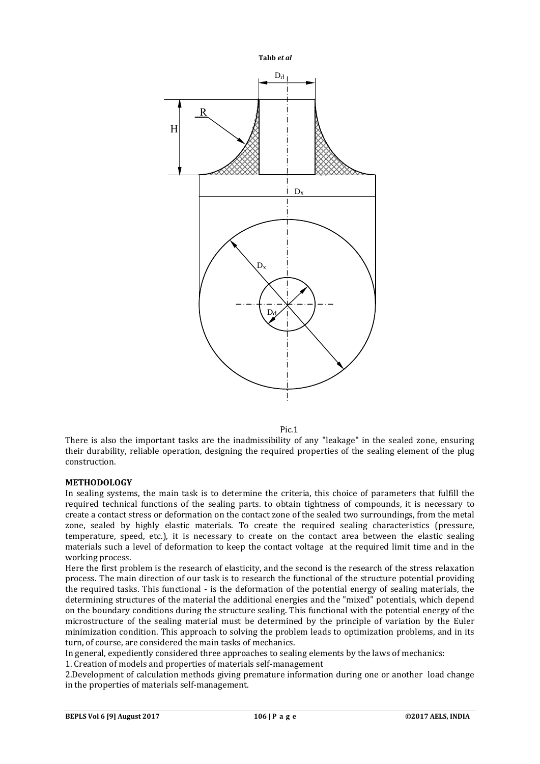Pic.1

There is also the important tasks are the inadmissibility of any "leakage" in the sealed zone, ensuring their durability, reliable operation, designing the required properties of the sealing element of the plug construction.

**METHODOLOGY**

In sealing systems, the main task is to determine the criteria, this choice of parameters that fulfill the required technical functions of the sealing parts. to obtain tightness of compounds, it is necessary to create a contact stress or deformation on the contact zone of the sealed two surroundings, from the metal zone, sealed by highly elastic materials. To create the required sealing characteristics (pressure, temperature, speed, etc.), it is necessary to create on the contact area between the elastic sealing materials such a level of deformation to keep the contact voltage at the required limit time and in the working process.

Here the first problem is the research of elasticity, and the second is the research of the stress relaxation process. The main direction of our task is to research the functional of the structure potential providing the required tasks. This functional - is the deformation of the potential energy of sealing materials, the determining structures of the material the additional energies and the "mixed" potentials, which depend on the boundary conditions during the structure sealing. This functional with the potential energy of the microstructure of the sealing material must be determined by the principle of variation by the Euler minimization condition. This approach to solving the problem leads to optimization problems, and in its turn, of course, are considered the main tasks of mechanics.

In general, expediently considered three approaches to sealing elements by the laws of mechanics:

1. Creation of models and properties of materials self-management
2. Development of calculation methods giving premature information during one or another load change in the properties of materials self-management.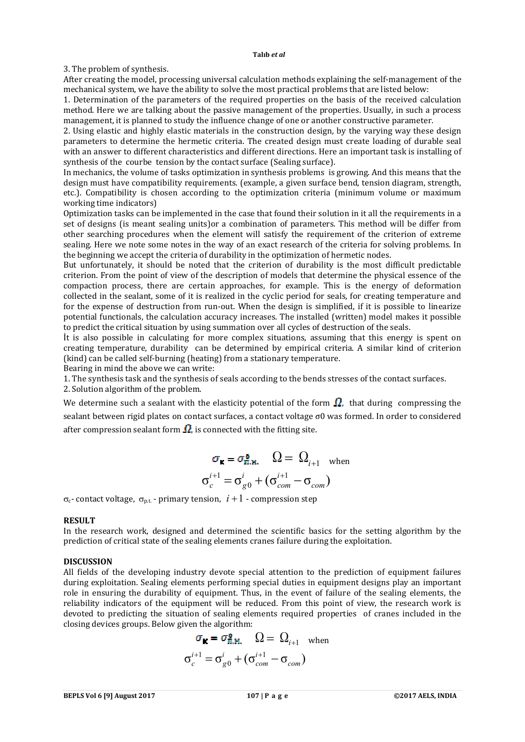3. The problem of synthesis.

After creating the model, processing universal calculation methods explaining the self-management of the mechanical system, we have the ability to solve the most practical problems that are listed below:

1. Determination of the parameters of the required properties on the basis of the received calculation method. Here we are talking about the passive management of the properties. Usually, in such a process management, it is planned to study the influence change of one or another constructive parameter.
2. Using elastic and highly elastic materials in the construction design, by the varying way these design parameters to determine the hermetic criteria. The created design must create loading of durable seal with an answer to different characteristics and different directions. Here an important task is installing of synthesis of the courbe tension by the contact surface (Sealing surface).

In mechanics, the volume of tasks optimization in synthesis problems is growing. And this means that the design must have compatibility requirements. (example, a given surface bend, tension diagram, strength, etc.). Compatibility is chosen according to the optimization criteria (minimum volume or maximum working time indicators)

Optimization tasks can be implemented in the case that found their solution in it all the requirements in a set of designs (is meant sealing units)or a combination of parameters. This method will be differ from other searching procedures when the element will satisfy the requirement of the criterion of extreme sealing. Here we note some notes in the way of an exact research of the criteria for solving problems. In the beginning we accept the criteria of durability in the optimization of hermetic nodes.

But unfortunately, it should be noted that the criterion of durability is the most difficult predictable criterion. From the point of view of the description of models that determine the physical essence of the compaction process, there are certain approaches, for example. This is the energy of deformation collected in the sealant, some of it is realized in the cyclic period for seals, for creating temperature and for the expense of destruction from run-out. When the design is simplified, if it is possible to linearize potential functionals, the calculation accuracy increases. The installed (written) model makes it possible to predict the critical situation by using summation over all cycles of destruction of the seals.

İt is also possible in calculating for more complex situations, assuming that this energy is spent on creating temperature, durability can be determined by empirical criteria. A similar kind of criterion (kind) can be called self-burning (heating) from a stationary temperature.

Bearing in mind the above we can write:

1. The synthesis task and the synthesis of seals according to the bends stresses of the contact surfaces.
2. Solution algorithm of the problem.

We determine such a sealant with the elasticity potential of the form $\Omega$, that during compressing the sealant between rigid plates on contact surfaces, a contact voltage σ0 was formed. In order to considered after compression sealant form $\Omega$, is connected with the fitting site.

$$\sigma_{к} = \sigma^{0}_{п.н.} \quad \Omega = \Omega_{i+1} \quad \text{when}$$

$$\sigma_{c}^{i+1} = \sigma_{g0}^{i} + (\sigma_{com}^{i+1} - \sigma_{com})$$

$\sigma_c$- contact voltage, $\sigma_{p.t.}$ - primary tension, $i+1$ - compression step

**RESULT**

In the research work, designed and determined the scientific basics for the setting algorithm by the prediction of critical state of the sealing elements cranes failure during the exploitation.

**DISCUSSION**

All fields of the developing industry devote special attention to the prediction of equipment failures during exploitation. Sealing elements performing special duties in equipment designs play an important role in ensuring the durability of equipment. Thus, in the event of failure of the sealing elements, the reliability indicators of the equipment will be reduced. From this point of view, the research work is devoted to predicting the situation of sealing elements required properties of cranes included in the closing devices groups. Below given the algorithm:

$$\sigma_{к} = \sigma^{0}_{п.н.} \quad \Omega = \Omega_{i+1} \quad \text{when}$$

$$\sigma_{c}^{i+1} = \sigma_{g0}^{i} + (\sigma_{com}^{i+1} - \sigma_{com})$$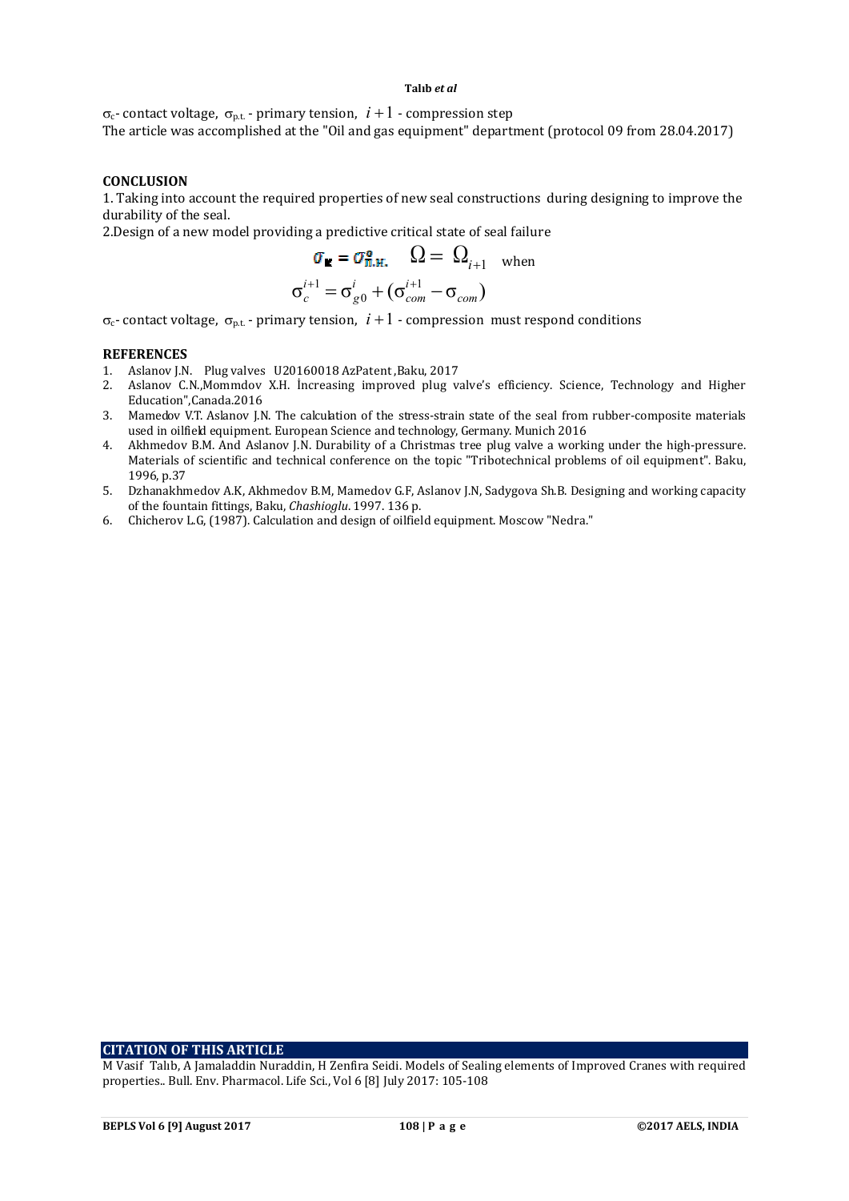$\sigma_c$- contact voltage, $\sigma_{p.t.}$ - primary tension, $i+1$ - compression step

The article was accomplished at the "Oil and gas equipment" department (protocol 09 from 28.04.2017)

## CONCLUSION

1. Taking into account the required properties of new seal constructions during designing to improve the durability of the seal.

2. Design of a new model providing a predictive critical state of seal failure

$$\sigma_к = \sigma^{o}_{п.н.} \quad \Omega = \Omega_{i+1} \quad \text{when}$$

$$\sigma_c^{i+1} = \sigma_{g0}^{i} + (\sigma_{com}^{i+1} - \sigma_{com})$$

$\sigma_c$- contact voltage, $\sigma_{p.t.}$ - primary tension, $i+1$ - compression must respond conditions

## REFERENCES

1. Aslanov J.N. Plug valves U20160018 AzPatent ,Baku, 2017
2. Aslanov C.N.,Mommdov X.H. İncreasing improved plug valve's efficiency. Science, Technology and Higher Education",Canada.2016
3. Mamedov V.T. Aslanov J.N. The calculation of the stress-strain state of the seal from rubber-composite materials used in oilfield equipment. European Science and technology, Germany. Munich 2016
4. Akhmedov B.M. And Aslanov J.N. Durability of a Christmas tree plug valve a working under the high-pressure. Materials of scientific and technical conference on the topic "Tribotechnical problems of oil equipment". Baku, 1996, p.37
5. Dzhanakhmedov A.K, Akhmedov B.M, Mamedov G.F, Aslanov J.N, Sadygova Sh.B. Designing and working capacity of the fountain fittings, Baku, *Chashioglu*. 1997. 136 p.
6. Chicherov L.G, (1987). Calculation and design of oilfield equipment. Moscow "Nedra."

## CITATION OF THIS ARTICLE

M Vasif Talıb, A Jamaladdin Nuraddin, H Zenfira Seidi. Models of Sealing elements of Improved Cranes with required properties.. Bull. Env. Pharmacol. Life Sci., Vol 6 [8] July 2017: 105-108